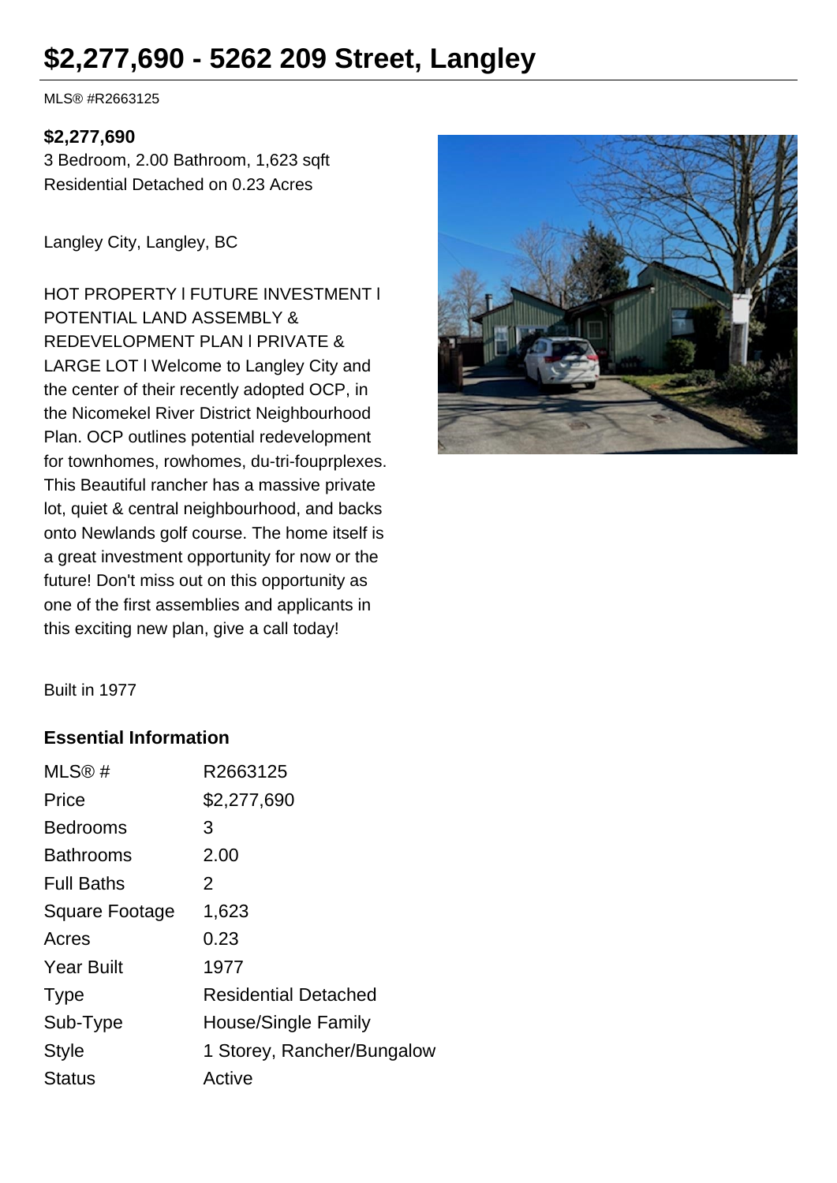# $2,277,690 - 5262 209 Street, Langley

MLS® #R2663125

**$2,277,690**
3 Bedroom, 2.00 Bathroom, 1,623 sqft
Residential Detached on 0.23 Acres

Langley City, Langley, BC

HOT PROPERTY l FUTURE INVESTMENT l POTENTIAL LAND ASSEMBLY & REDEVELOPMENT PLAN l PRIVATE & LARGE LOT l Welcome to Langley City and the center of their recently adopted OCP, in the Nicomekel River District Neighbourhood Plan. OCP outlines potential redevelopment for townhomes, rowhomes, du-tri-fouprplexes. This Beautiful rancher has a massive private lot, quiet & central neighbourhood, and backs onto Newlands golf course. The home itself is a great investment opportunity for now or the future! Don't miss out on this opportunity as one of the first assemblies and applicants in this exciting new plan, give a call today!

Built in 1977

## Essential Information

| | |
|---|---|
| MLS® # | R2663125 |
| Price | $2,277,690 |
| Bedrooms | 3 |
| Bathrooms | 2.00 |
| Full Baths | 2 |
| Square Footage | 1,623 |
| Acres | 0.23 |
| Year Built | 1977 |
| Type | Residential Detached |
| Sub-Type | House/Single Family |
| Style | 1 Storey, Rancher/Bungalow |
| Status | Active |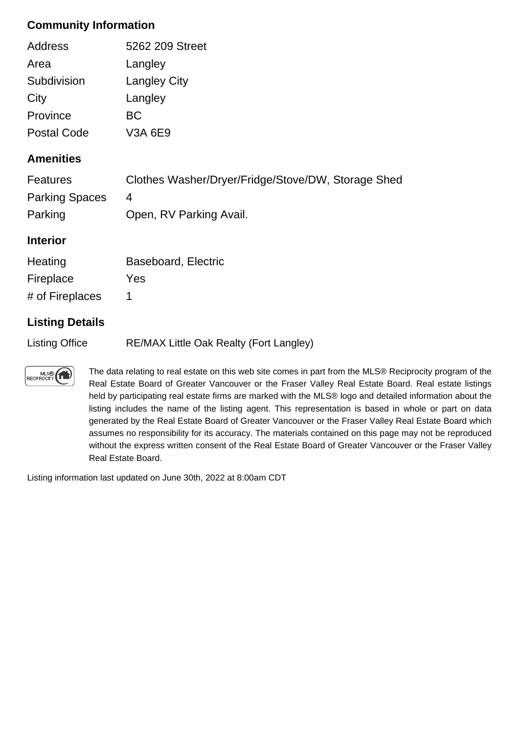## Community Information

| | |
|---|---|
| Address | 5262 209 Street |
| Area | Langley |
| Subdivision | Langley City |
| City | Langley |
| Province | BC |
| Postal Code | V3A 6E9 |

## Amenities

| | |
|---|---|
| Features | Clothes Washer/Dryer/Fridge/Stove/DW, Storage Shed |
| Parking Spaces | 4 |
| Parking | Open, RV Parking Avail. |

## Interior

| | |
|---|---|
| Heating | Baseboard, Electric |
| Fireplace | Yes |
| # of Fireplaces | 1 |

## Listing Details

| | |
|---|---|
| Listing Office | RE/MAX Little Oak Realty (Fort Langley) |

The data relating to real estate on this web site comes in part from the MLS® Reciprocity program of the Real Estate Board of Greater Vancouver or the Fraser Valley Real Estate Board. Real estate listings held by participating real estate firms are marked with the MLS® logo and detailed information about the listing includes the name of the listing agent. This representation is based in whole or part on data generated by the Real Estate Board of Greater Vancouver or the Fraser Valley Real Estate Board which assumes no responsibility for its accuracy. The materials contained on this page may not be reproduced without the express written consent of the Real Estate Board of Greater Vancouver or the Fraser Valley Real Estate Board.

Listing information last updated on June 30th, 2022 at 8:00am CDT